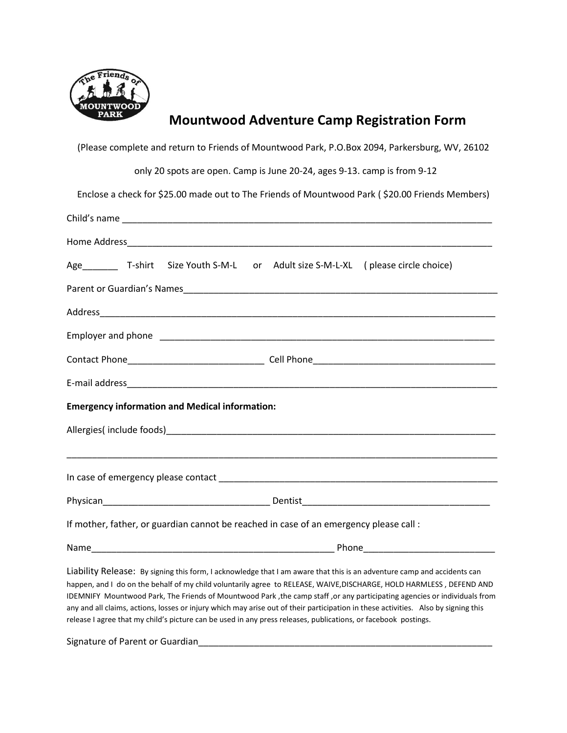# Mountwood Adventure Camp Registration Form

(Please complete and return to Friends of Mountwood Park, P.O.Box 2094, Parkersburg, WV, 26102

only 20 spots are open. Camp is June 20-24, ages 9-13. camp is from 9-12

Enclose a check for $25.00 made out to The Friends of Mountwood Park ( $20.00 Friends Members)

Child's name ___________________________________________________________________________

Home Address___________________________________________________________________________

Age_______ T-shirt Size Youth S-M-L or Adult size S-M-L-XL ( please circle choice)

Parent or Guardian's Names_______________________________________________________________

Address_________________________________________________________________________________

Employer and phone _____________________________________________________________________

Contact Phone__________________________ Cell Phone___________________________________

E-mail address__________________________________________________________________________

**Emergency information and Medical information:**

Allergies( include foods)__________________________________________________________________

_________________________________________________________________________________________

In case of emergency please contact ______________________________________________________

Physican_________________________________ Dentist_________________________________

If mother, father, or guardian cannot be reached in case of an emergency please call :

Name_______________________________________________ Phone__________________________

Liability Release: By signing this form, I acknowledge that I am aware that this is an adventure camp and accidents can happen, and I do on the behalf of my child voluntarily agree to RELEASE, WAIVE,DISCHARGE, HOLD HARMLESS , DEFEND AND IDEMNIFY Mountwood Park, The Friends of Mountwood Park ,the camp staff ,or any participating agencies or individuals from any and all claims, actions, losses or injury which may arise out of their participation in these activities. Also by signing this release I agree that my child's picture can be used in any press releases, publications, or facebook postings.

Signature of Parent or Guardian____________________________________________________________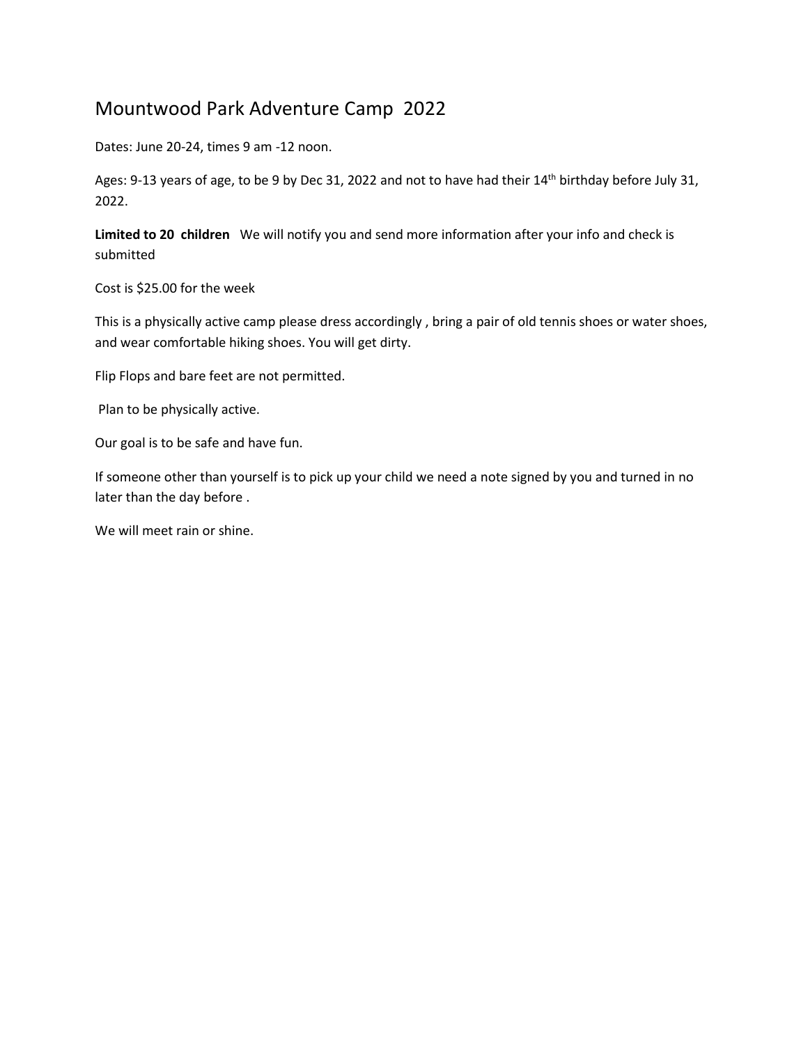# Mountwood Park Adventure Camp 2022

Dates: June 20-24, times 9 am -12 noon.

Ages: 9-13 years of age, to be 9 by Dec 31, 2022 and not to have had their 14th birthday before July 31, 2022.

**Limited to 20 children** We will notify you and send more information after your info and check is submitted

Cost is $25.00 for the week

This is a physically active camp please dress accordingly , bring a pair of old tennis shoes or water shoes, and wear comfortable hiking shoes. You will get dirty.

Flip Flops and bare feet are not permitted.

Plan to be physically active.

Our goal is to be safe and have fun.

If someone other than yourself is to pick up your child we need a note signed by you and turned in no later than the day before .

We will meet rain or shine.